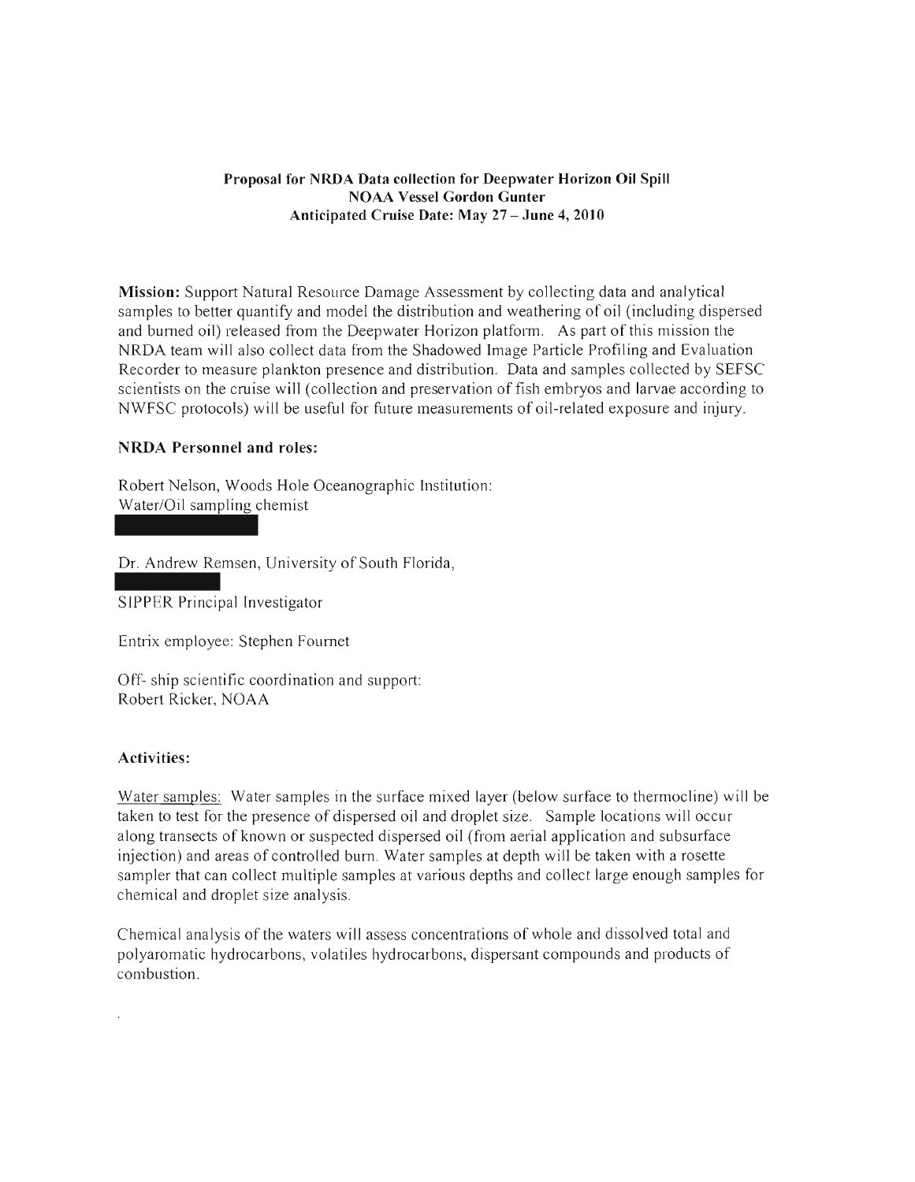**Proposal for NRDA Data collection for Deepwater Horizon Oil Spill**
**NOAA Vessel Gordon Gunter**
**Anticipated Cruise Date: May 27 – June 4, 2010**

**Mission:** Support Natural Resource Damage Assessment by collecting data and analytical samples to better quantify and model the distribution and weathering of oil (including dispersed and burned oil) released from the Deepwater Horizon platform. As part of this mission the NRDA team will also collect data from the Shadowed Image Particle Profiling and Evaluation Recorder to measure plankton presence and distribution. Data and samples collected by SEFSC scientists on the cruise will (collection and preservation of fish embryos and larvae according to NWFSC protocols) will be useful for future measurements of oil-related exposure and injury.

**NRDA Personnel and roles:**

Robert Nelson, Woods Hole Oceanographic Institution:
Water/Oil sampling chemist

[REDACTED]

Dr. Andrew Remsen, University of South Florida,
[REDACTED]
SIPPER Principal Investigator

Entrix employee: Stephen Fournet

Off- ship scientific coordination and support:
Robert Ricker, NOAA

**Activities:**

<u>Water samples:</u> Water samples in the surface mixed layer (below surface to thermocline) will be taken to test for the presence of dispersed oil and droplet size. Sample locations will occur along transects of known or suspected dispersed oil (from aerial application and subsurface injection) and areas of controlled burn. Water samples at depth will be taken with a rosette sampler that can collect multiple samples at various depths and collect large enough samples for chemical and droplet size analysis.

Chemical analysis of the waters will assess concentrations of whole and dissolved total and polyaromatic hydrocarbons, volatiles hydrocarbons, dispersant compounds and products of combustion.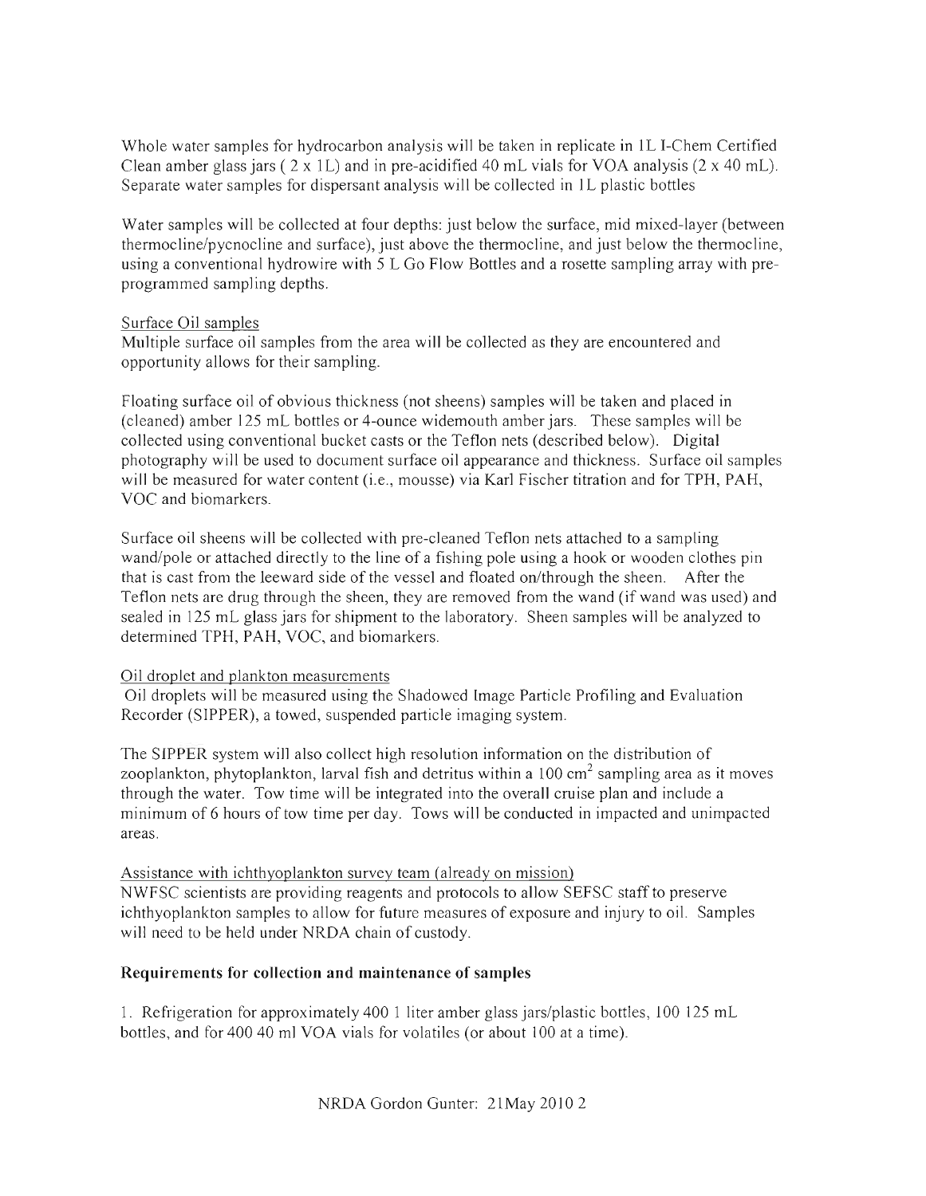Whole water samples for hydrocarbon analysis will be taken in replicate in 1L I-Chem Certified Clean amber glass jars ( 2 x 1L) and in pre-acidified 40 mL vials for VOA analysis (2 x 40 mL). Separate water samples for dispersant analysis will be collected in 1L plastic bottles

Water samples will be collected at four depths: just below the surface, mid mixed-layer (between thermocline/pycnocline and surface), just above the thermocline, and just below the thermocline, using a conventional hydrowire with 5 L Go Flow Bottles and a rosette sampling array with pre-programmed sampling depths.

<u>Surface Oil samples</u>

Multiple surface oil samples from the area will be collected as they are encountered and opportunity allows for their sampling.

Floating surface oil of obvious thickness (not sheens) samples will be taken and placed in (cleaned) amber 125 mL bottles or 4-ounce widemouth amber jars. These samples will be collected using conventional bucket casts or the Teflon nets (described below). Digital photography will be used to document surface oil appearance and thickness. Surface oil samples will be measured for water content (i.e., mousse) via Karl Fischer titration and for TPH, PAH, VOC and biomarkers.

Surface oil sheens will be collected with pre-cleaned Teflon nets attached to a sampling wand/pole or attached directly to the line of a fishing pole using a hook or wooden clothes pin that is cast from the leeward side of the vessel and floated on/through the sheen. After the Teflon nets are drug through the sheen, they are removed from the wand (if wand was used) and sealed in 125 mL glass jars for shipment to the laboratory. Sheen samples will be analyzed to determined TPH, PAH, VOC, and biomarkers.

<u>Oil droplet and plankton measurements</u>

Oil droplets will be measured using the Shadowed Image Particle Profiling and Evaluation Recorder (SIPPER), a towed, suspended particle imaging system.

The SIPPER system will also collect high resolution information on the distribution of zooplankton, phytoplankton, larval fish and detritus within a 100 $cm^2$ sampling area as it moves through the water. Tow time will be integrated into the overall cruise plan and include a minimum of 6 hours of tow time per day. Tows will be conducted in impacted and unimpacted areas.

<u>Assistance with ichthyoplankton survey team (already on mission)</u>

NWFSC scientists are providing reagents and protocols to allow SEFSC staff to preserve ichthyoplankton samples to allow for future measures of exposure and injury to oil. Samples will need to be held under NRDA chain of custody.

**Requirements for collection and maintenance of samples**

1. Refrigeration for approximately 400 1 liter amber glass jars/plastic bottles, 100 125 mL bottles, and for 400 40 ml VOA vials for volatiles (or about 100 at a time).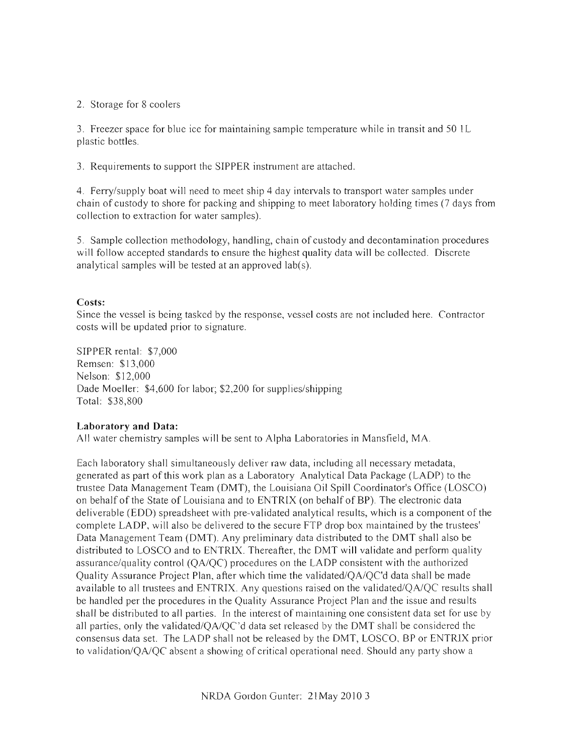2. Storage for 8 coolers

3. Freezer space for blue ice for maintaining sample temperature while in transit and 50 1L plastic bottles.

3. Requirements to support the SIPPER instrument are attached.

4. Ferry/supply boat will need to meet ship 4 day intervals to transport water samples under chain of custody to shore for packing and shipping to meet laboratory holding times (7 days from collection to extraction for water samples).

5. Sample collection methodology, handling, chain of custody and decontamination procedures will follow accepted standards to ensure the highest quality data will be collected. Discrete analytical samples will be tested at an approved lab(s).

**Costs:**

Since the vessel is being tasked by the response, vessel costs are not included here. Contractor costs will be updated prior to signature.

SIPPER rental: $7,000
Remsen: $13,000
Nelson: $12,000
Dade Moeller: $4,600 for labor; $2,200 for supplies/shipping
Total: $38,800

**Laboratory and Data:**

All water chemistry samples will be sent to Alpha Laboratories in Mansfield, MA.

Each laboratory shall simultaneously deliver raw data, including all necessary metadata, generated as part of this work plan as a Laboratory Analytical Data Package (LADP) to the trustee Data Management Team (DMT), the Louisiana Oil Spill Coordinator's Office (LOSCO) on behalf of the State of Louisiana and to ENTRIX (on behalf of BP). The electronic data deliverable (EDD) spreadsheet with pre-validated analytical results, which is a component of the complete LADP, will also be delivered to the secure FTP drop box maintained by the trustees' Data Management Team (DMT). Any preliminary data distributed to the DMT shall also be distributed to LOSCO and to ENTRIX. Thereafter, the DMT will validate and perform quality assurance/quality control (QA/QC) procedures on the LADP consistent with the authorized Quality Assurance Project Plan, after which time the validated/QA/QC'd data shall be made available to all trustees and ENTRIX. Any questions raised on the validated/QA/QC results shall be handled per the procedures in the Quality Assurance Project Plan and the issue and results shall be distributed to all parties. In the interest of maintaining one consistent data set for use by all parties, only the validated/QA/QC'd data set released by the DMT shall be considered the consensus data set. The LADP shall not be released by the DMT, LOSCO, BP or ENTRIX prior to validation/QA/QC absent a showing of critical operational need. Should any party show a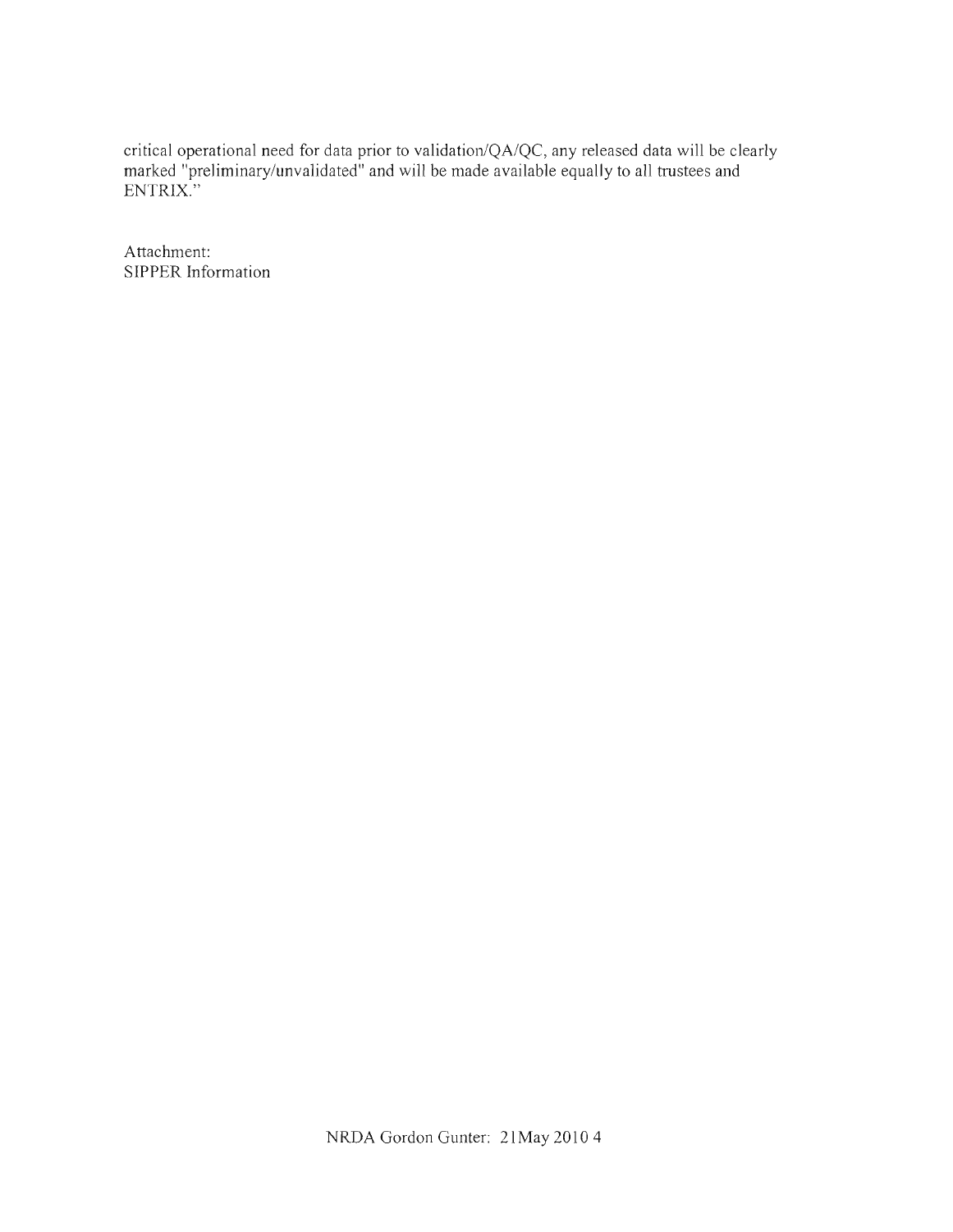critical operational need for data prior to validation/QA/QC, any released data will be clearly marked "preliminary/unvalidated" and will be made available equally to all trustees and ENTRIX."

Attachment:
SIPPER Information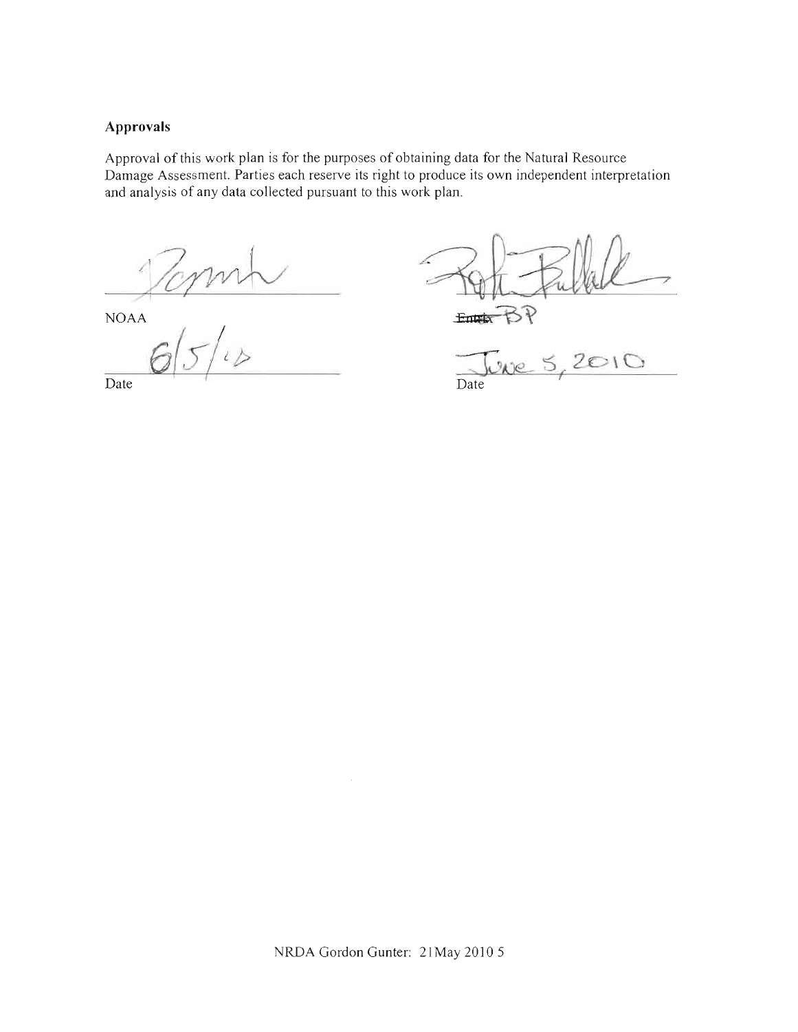### Approvals

Approval of this work plan is for the purposes of obtaining data for the Natural Resource Damage Assessment. Parties each reserve its right to produce its own independent interpretation and analysis of any data collected pursuant to this work plan.

| | |
|---|---|
| NOAA | ~~Entrix~~ BP |
| 6/5/10 | June 5, 2010 |
| Date | Date |

NRDA Gordon Gunter: 21May 2010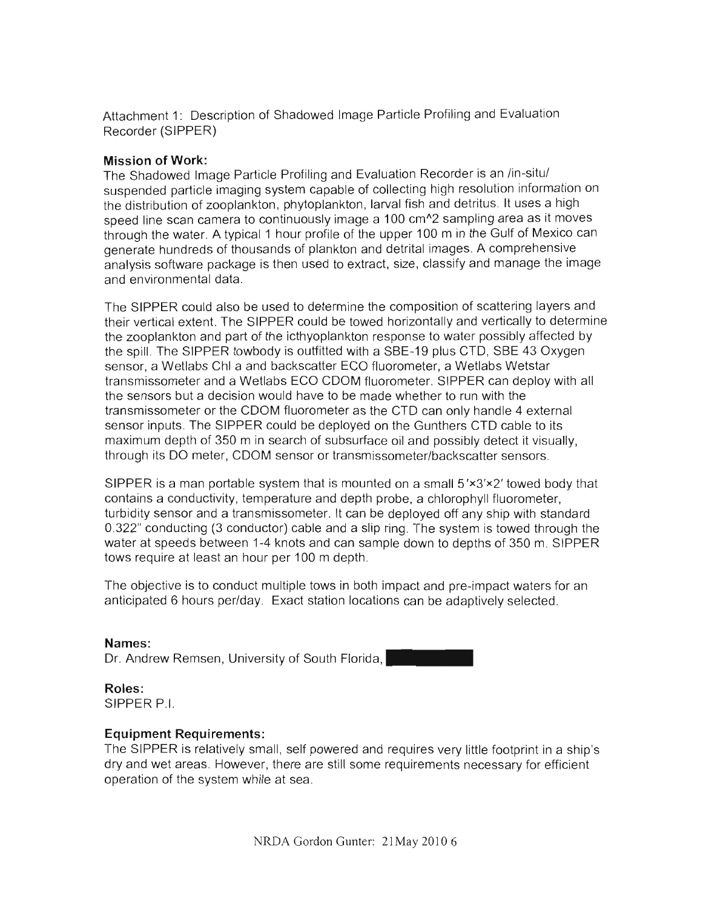Attachment 1: Description of Shadowed Image Particle Profiling and Evaluation Recorder (SIPPER)

**Mission of Work:**

The Shadowed Image Particle Profiling and Evaluation Recorder is an /in-situ/ suspended particle imaging system capable of collecting high resolution information on the distribution of zooplankton, phytoplankton, larval fish and detritus. It uses a high speed line scan camera to continuously image a 100 cm^2 sampling area as it moves through the water. A typical 1 hour profile of the upper 100 m in the Gulf of Mexico can generate hundreds of thousands of plankton and detrital images. A comprehensive analysis software package is then used to extract, size, classify and manage the image and environmental data.

The SIPPER could also be used to determine the composition of scattering layers and their vertical extent. The SIPPER could be towed horizontally and vertically to determine the zooplankton and part of the icthyoplankton response to water possibly affected by the spill. The SIPPER towbody is outfitted with a SBE-19 plus CTD, SBE 43 Oxygen sensor, a Wetlabs Chl a and backscatter ECO fluorometer, a Wetlabs Wetstar transmissometer and a Wetlabs ECO CDOM fluorometer. SIPPER can deploy with all the sensors but a decision would have to be made whether to run with the transmissometer or the CDOM fluorometer as the CTD can only handle 4 external sensor inputs. The SIPPER could be deployed on the Gunthers CTD cable to its maximum depth of 350 m in search of subsurface oil and possibly detect it visually, through its DO meter, CDOM sensor or transmissometer/backscatter sensors.

SIPPER is a man portable system that is mounted on a small 5'×3'×2' towed body that contains a conductivity, temperature and depth probe, a chlorophyll fluorometer, turbidity sensor and a transmissometer. It can be deployed off any ship with standard 0.322" conducting (3 conductor) cable and a slip ring. The system is towed through the water at speeds between 1-4 knots and can sample down to depths of 350 m. SIPPER tows require at least an hour per 100 m depth.

The objective is to conduct multiple tows in both impact and pre-impact waters for an anticipated 6 hours per/day. Exact station locations can be adaptively selected.

**Names:**

Dr. Andrew Remsen, University of South Florida, [REDACTED]

**Roles:**

SIPPER P.I.

**Equipment Requirements:**

The SIPPER is relatively small, self powered and requires very little footprint in a ship's dry and wet areas. However, there are still some requirements necessary for efficient operation of the system while at sea.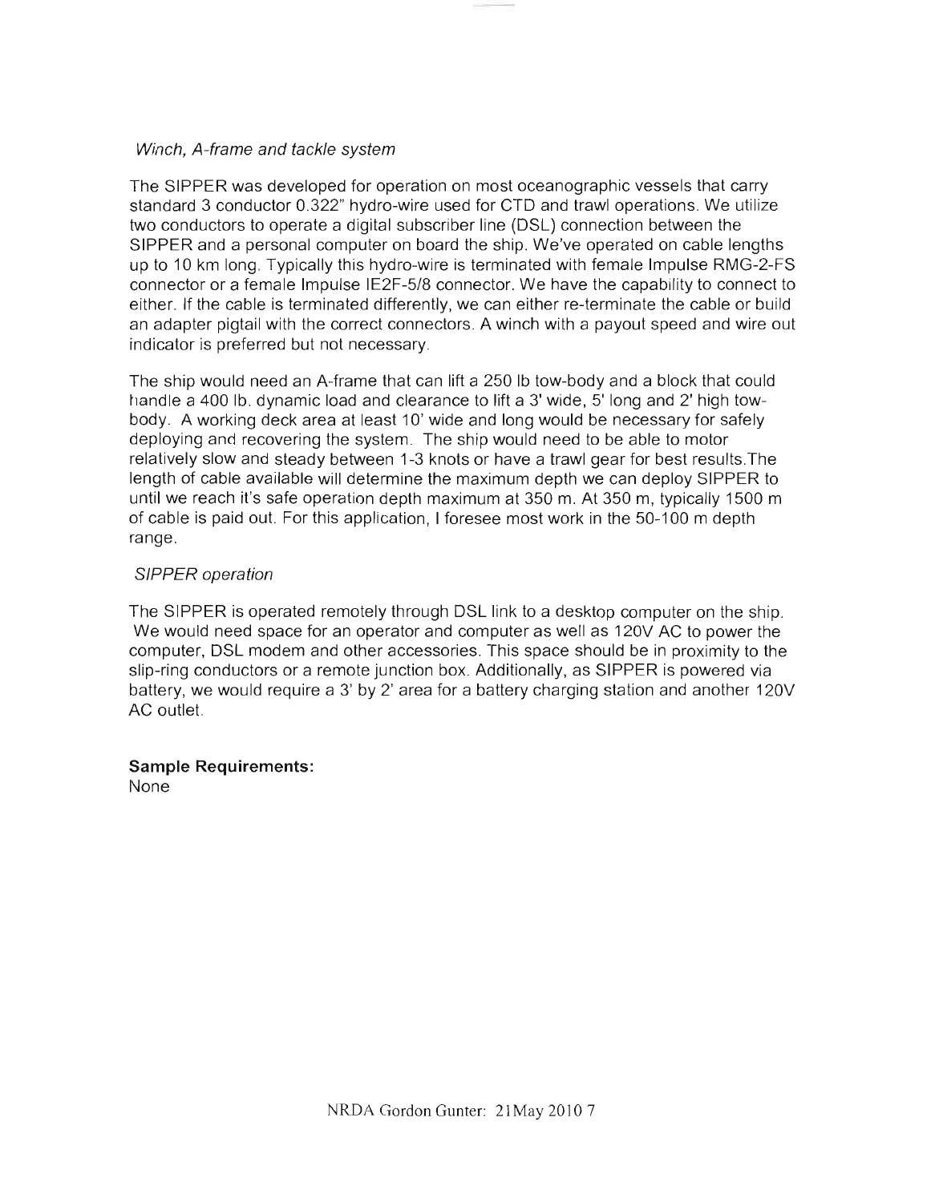*Winch, A-frame and tackle system*

The SIPPER was developed for operation on most oceanographic vessels that carry standard 3 conductor 0.322" hydro-wire used for CTD and trawl operations. We utilize two conductors to operate a digital subscriber line (DSL) connection between the SIPPER and a personal computer on board the ship. We've operated on cable lengths up to 10 km long. Typically this hydro-wire is terminated with female Impulse RMG-2-FS connector or a female Impulse IE2F-5/8 connector. We have the capability to connect to either. If the cable is terminated differently, we can either re-terminate the cable or build an adapter pigtail with the correct connectors. A winch with a payout speed and wire out indicator is preferred but not necessary.

The ship would need an A-frame that can lift a 250 lb tow-body and a block that could handle a 400 lb. dynamic load and clearance to lift a 3' wide, 5' long and 2' high tow-body. A working deck area at least 10' wide and long would be necessary for safely deploying and recovering the system. The ship would need to be able to motor relatively slow and steady between 1-3 knots or have a trawl gear for best results.The length of cable available will determine the maximum depth we can deploy SIPPER to until we reach it's safe operation depth maximum at 350 m. At 350 m, typically 1500 m of cable is paid out. For this application, I foresee most work in the 50-100 m depth range.

*SIPPER operation*

The SIPPER is operated remotely through DSL link to a desktop computer on the ship. We would need space for an operator and computer as well as 120V AC to power the computer, DSL modem and other accessories. This space should be in proximity to the slip-ring conductors or a remote junction box. Additionally, as SIPPER is powered via battery, we would require a 3' by 2' area for a battery charging station and another 120V AC outlet.

**Sample Requirements:**
None